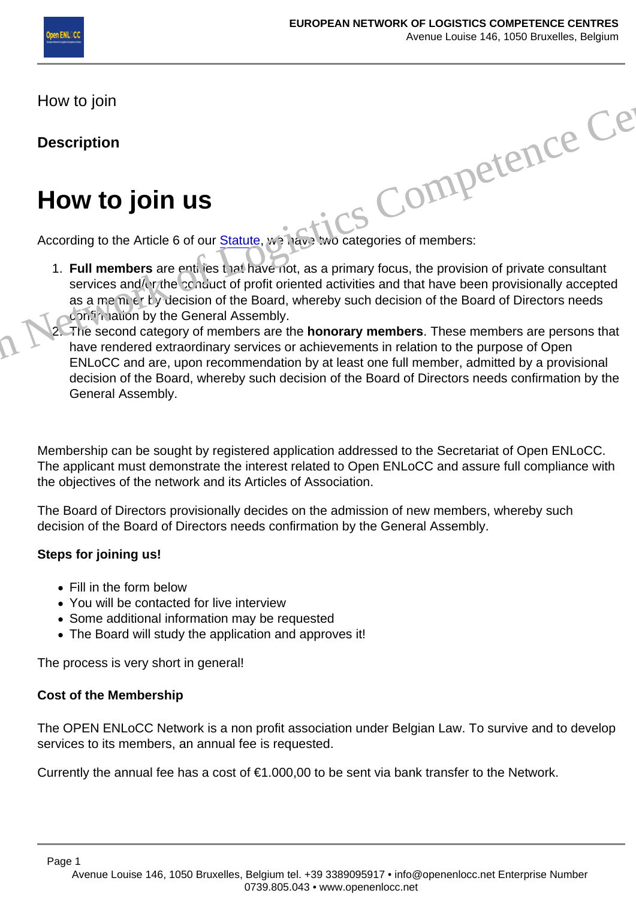How to join

**Description**

# How to join us

According to the Article 6 of our Statute, we have two categories of members:

1. **Full members** are entities that have not, as a primary focus, the provision of private consultant services and/or the conduct of profit oriented activities and that have been provisionally accepted as a member by decision of the Board, whereby such decision of the Board of Directors needs confirmation by the General Assembly.
2. The second category of members are the **honorary members**. These members are persons that have rendered extraordinary services or achievements in relation to the purpose of Open ENLoCC and are, upon recommendation by at least one full member, admitted by a provisional decision of the Board, whereby such decision of the Board of Directors needs confirmation by the General Assembly.

Membership can be sought by registered application addressed to the Secretariat of Open ENLoCC. The applicant must demonstrate the interest related to Open ENLoCC and assure full compliance with the objectives of the network and its Articles of Association.

The Board of Directors provisionally decides on the admission of new members, whereby such decision of the Board of Directors needs confirmation by the General Assembly.

**Steps for joining us!**

- Fill in the form below
- You will be contacted for live interview
- Some additional information may be requested
- The Board will study the application and approves it!

The process is very short in general!

**Cost of the Membership**

The OPEN ENLoCC Network is a non profit association under Belgian Law. To survive and to develop services to its members, an annual fee is requested.

Currently the annual fee has a cost of €1.000,00 to be sent via bank transfer to the Network.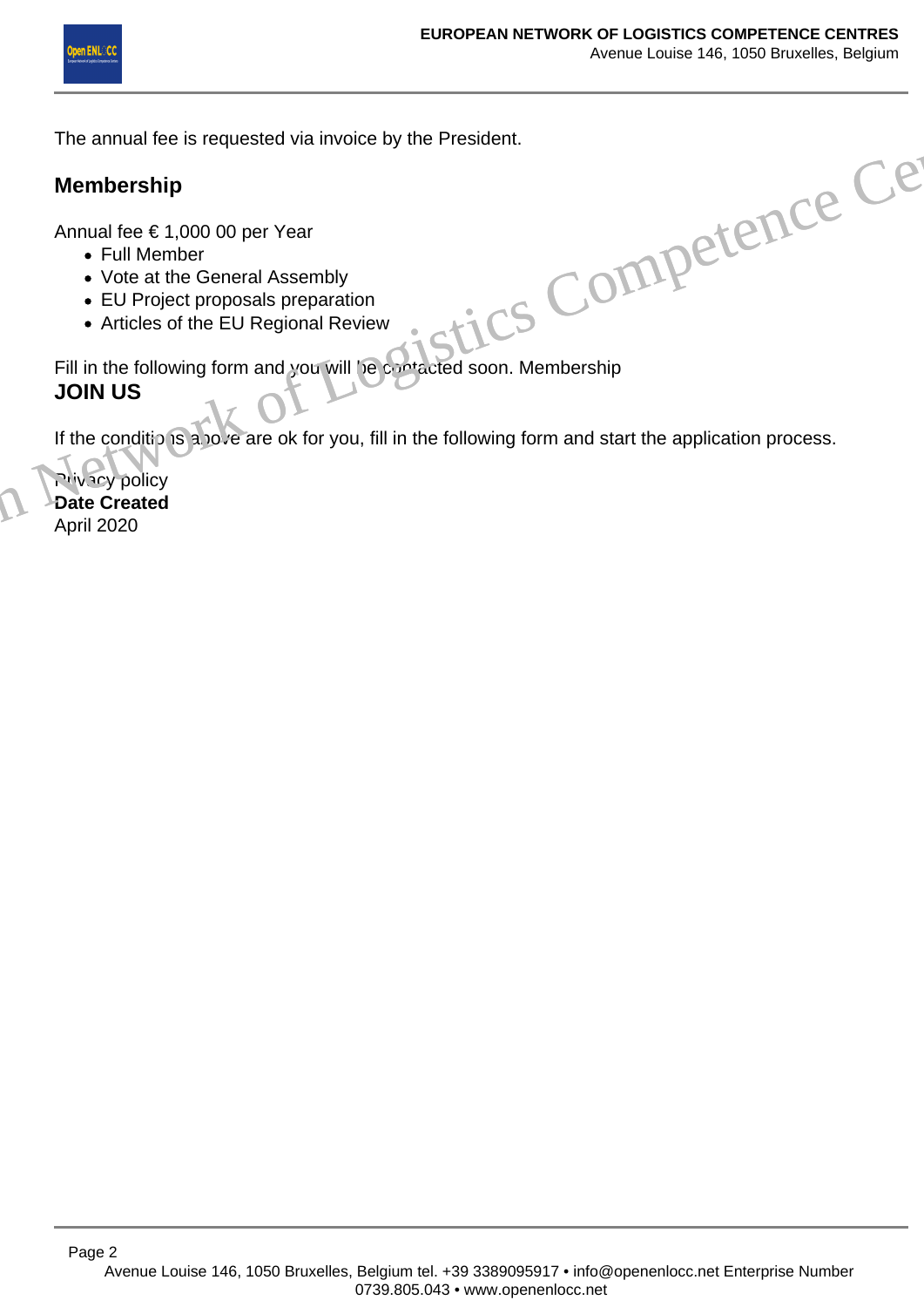The annual fee is requested via invoice by the President.

## Membership

Annual fee € 1,000 00 per Year

- Full Member
- Vote at the General Assembly
- EU Project proposals preparation
- Articles of the EU Regional Review

Fill in the following form and you will be contacted soon. Membership

**JOIN US**

If the conditions above are ok for you, fill in the following form and start the application process.

Privacy policy

**Date Created**

April 2020